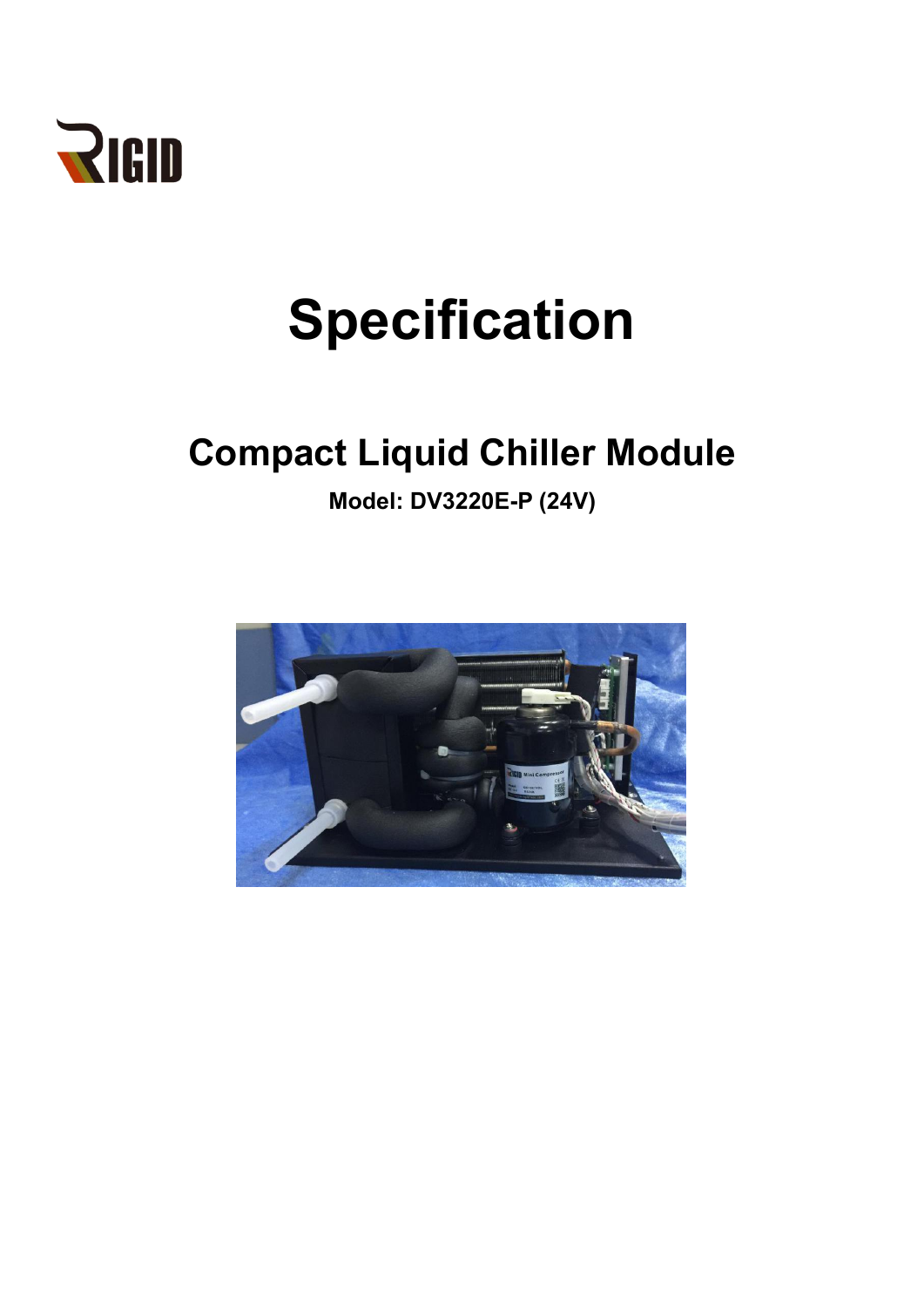RIGID

# Specification

## Compact Liquid Chiller Module

**Model: DV3220E-P (24V)**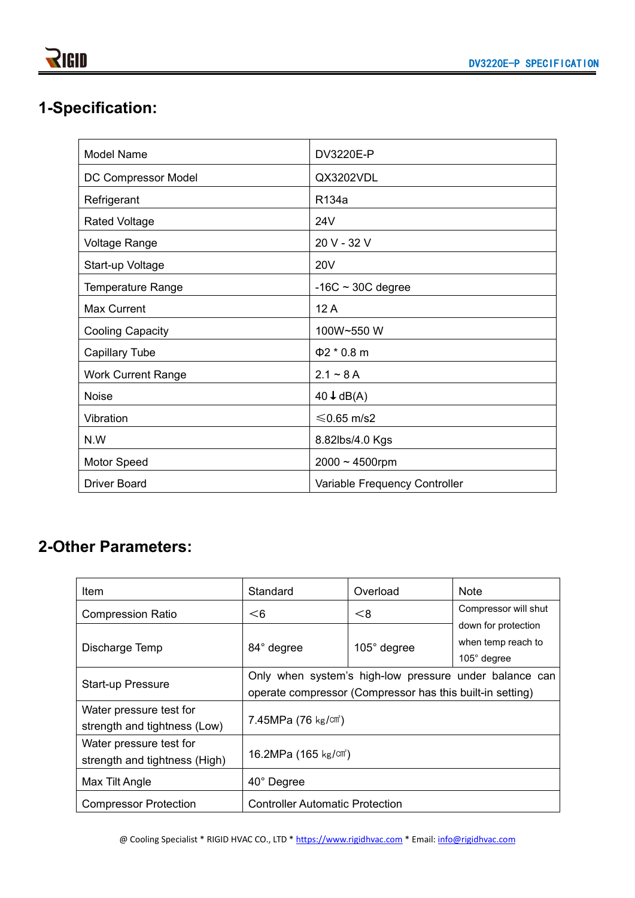## 1-Specification:

| Model Name | DV3220E-P |
|---|---|
| DC Compressor Model | QX3202VDL |
| Refrigerant | R134a |
| Rated Voltage | 24V |
| Voltage Range | 20 V - 32 V |
| Start-up Voltage | 20V |
| Temperature Range | -16C ~ 30C degree |
| Max Current | 12 A |
| Cooling Capacity | 100W~550 W |
| Capillary Tube | Φ2 * 0.8 m |
| Work Current Range | 2.1 ~ 8 A |
| Noise | 40↓dB(A) |
| Vibration | ≤0.65 m/s2 |
| N.W | 8.82lbs/4.0 Kgs |
| Motor Speed | 2000 ~ 4500rpm |
| Driver Board | Variable Frequency Controller |

## 2-Other Parameters:

| Item | Standard | Overload | Note |
|---|---|---|---|
| Compression Ratio | ＜6 | ＜8 | Compressor will shut down for protection when temp reach to 105° degree |
| Discharge Temp | 84° degree | 105° degree | |
| Start-up Pressure | Only when system's high-low pressure under balance can operate compressor (Compressor has this built-in setting) | | |
| Water pressure test for strength and tightness (Low) | 7.45MPa (76 ㎏/㎠) | | |
| Water pressure test for strength and tightness (High) | 16.2MPa (165 ㎏/㎠) | | |
| Max Tilt Angle | 40° Degree | | |
| Compressor Protection | Controller Automatic Protection | | |

@ Cooling Specialist * RIGID HVAC CO., LTD * https://www.rigidhvac.com * Email: info@rigidhvac.com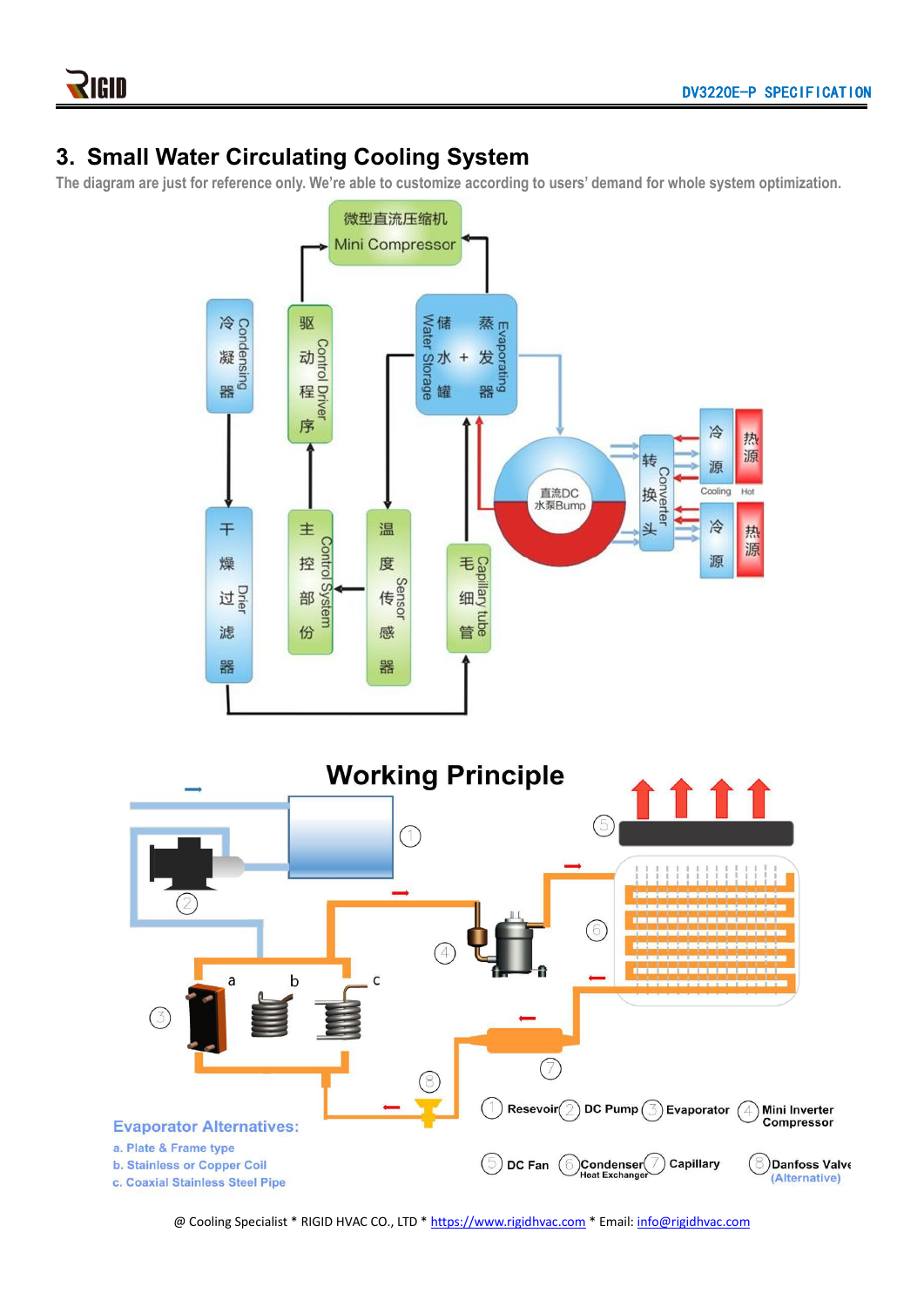## 3. Small Water Circulating Cooling System

The diagram are just for reference only. We're able to customize according to users' demand for whole system optimization.

微型直流压缩机 Mini Compressor

冷凝器 Condensing

驱动程序 Control Driver

储水+蒸发器 Water Storage Evaporating

干燥过滤器 Drier

主控部份 Control System

温度传感器 Sensor

毛细管 Capillary tube

直流DC 水泵Bump

转换头 Converter

冷源 Cooling

热源 Hot

### Working Principle

① Resevoir ② DC Pump ③ Evaporator ④ Mini Inverter Compressor

⑤ DC Fan ⑥ Condenser Heat Exchanger ⑦ Capillary ⑧ Danfoss Valve (Alternative)

**Evaporator Alternatives:**

a. Plate & Frame type

b. Stainless or Copper Coil

c. Coaxial Stainless Steel Pipe

@ Cooling Specialist * RIGID HVAC CO., LTD * https://www.rigidhvac.com * Email: info@rigidhvac.com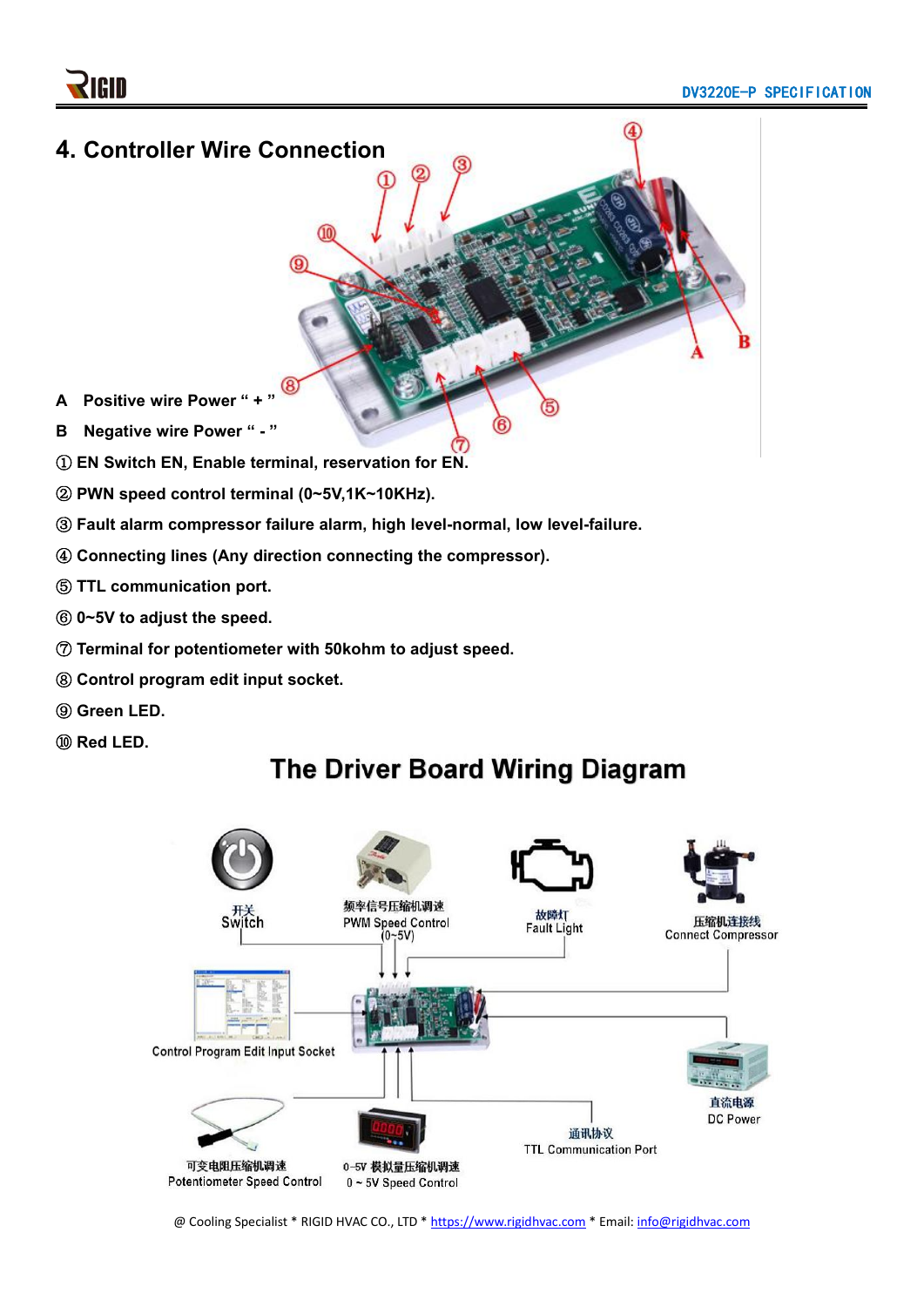## 4. Controller Wire Connection

**A Positive wire Power “ + ”**

**B Negative wire Power “ - ”**

**① EN Switch EN, Enable terminal, reservation for EN.**

**② PWN speed control terminal (0~5V,1K~10KHz).**

**③ Fault alarm compressor failure alarm, high level-normal, low level-failure.**

**④ Connecting lines (Any direction connecting the compressor).**

**⑤ TTL communication port.**

**⑥ 0~5V to adjust the speed.**

**⑦ Terminal for potentiometer with 50kohm to adjust speed.**

**⑧ Control program edit input socket.**

**⑨ Green LED.**

**⑩ Red LED.**

## The Driver Board Wiring Diagram

开关
Switch

频率信号压缩机调速
PWM Speed Control
(0~5V)

故障灯
Fault Light

压缩机连接线
Connect Compressor

Control Program Edit Input Socket

直流电源
DC Power

可变电阻压缩机调速
Potentiometer Speed Control

0~5V 模拟量压缩机调速
0 ~ 5V Speed Control

通讯协议
TTL Communication Port

@ Cooling Specialist * RIGID HVAC CO., LTD * https://www.rigidhvac.com * Email: info@rigidhvac.com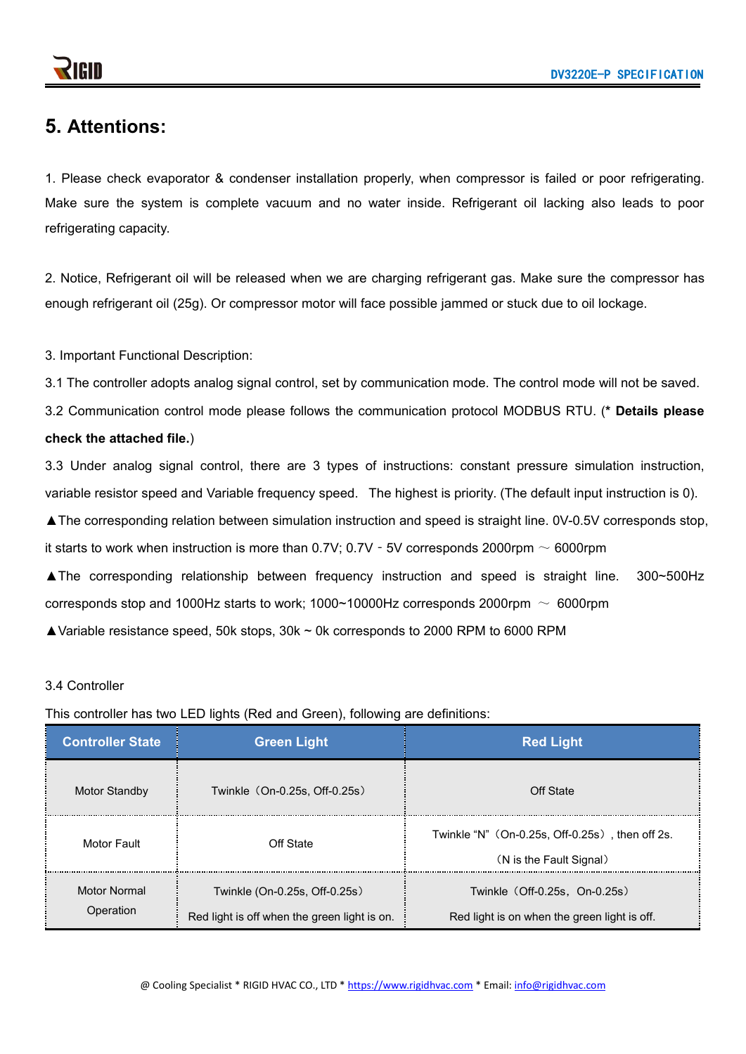## 5. Attentions:

1. Please check evaporator & condenser installation properly, when compressor is failed or poor refrigerating. Make sure the system is complete vacuum and no water inside. Refrigerant oil lacking also leads to poor refrigerating capacity.

2. Notice, Refrigerant oil will be released when we are charging refrigerant gas. Make sure the compressor has enough refrigerant oil (25g). Or compressor motor will face possible jammed or stuck due to oil lockage.

3. Important Functional Description:

3.1 The controller adopts analog signal control, set by communication mode. The control mode will not be saved.

3.2 Communication control mode please follows the communication protocol MODBUS RTU. (* **Details please check the attached file.**)

3.3 Under analog signal control, there are 3 types of instructions: constant pressure simulation instruction, variable resistor speed and Variable frequency speed.  The highest is priority. (The default input instruction is 0).

▲The corresponding relation between simulation instruction and speed is straight line. 0V-0.5V corresponds stop, it starts to work when instruction is more than 0.7V; 0.7V - 5V corresponds 2000rpm ～ 6000rpm

▲The corresponding relationship between frequency instruction and speed is straight line.  300~500Hz corresponds stop and 1000Hz starts to work; 1000~10000Hz corresponds 2000rpm ～ 6000rpm

▲Variable resistance speed, 50k stops, 30k ~ 0k corresponds to 2000 RPM to 6000 RPM

3.4 Controller

This controller has two LED lights (Red and Green), following are definitions:

| Controller State | Green Light | Red Light |
|---|---|---|
| Motor Standby | Twinkle（On-0.25s, Off-0.25s） | Off State |
| Motor Fault | Off State | Twinkle “N”（On-0.25s, Off-0.25s）, then off 2s.<br>（N is the Fault Signal） |
| Motor Normal Operation | Twinkle (On-0.25s, Off-0.25s）<br>Red light is off when the green light is on. | Twinkle（Off-0.25s，On-0.25s）<br>Red light is on when the green light is off. |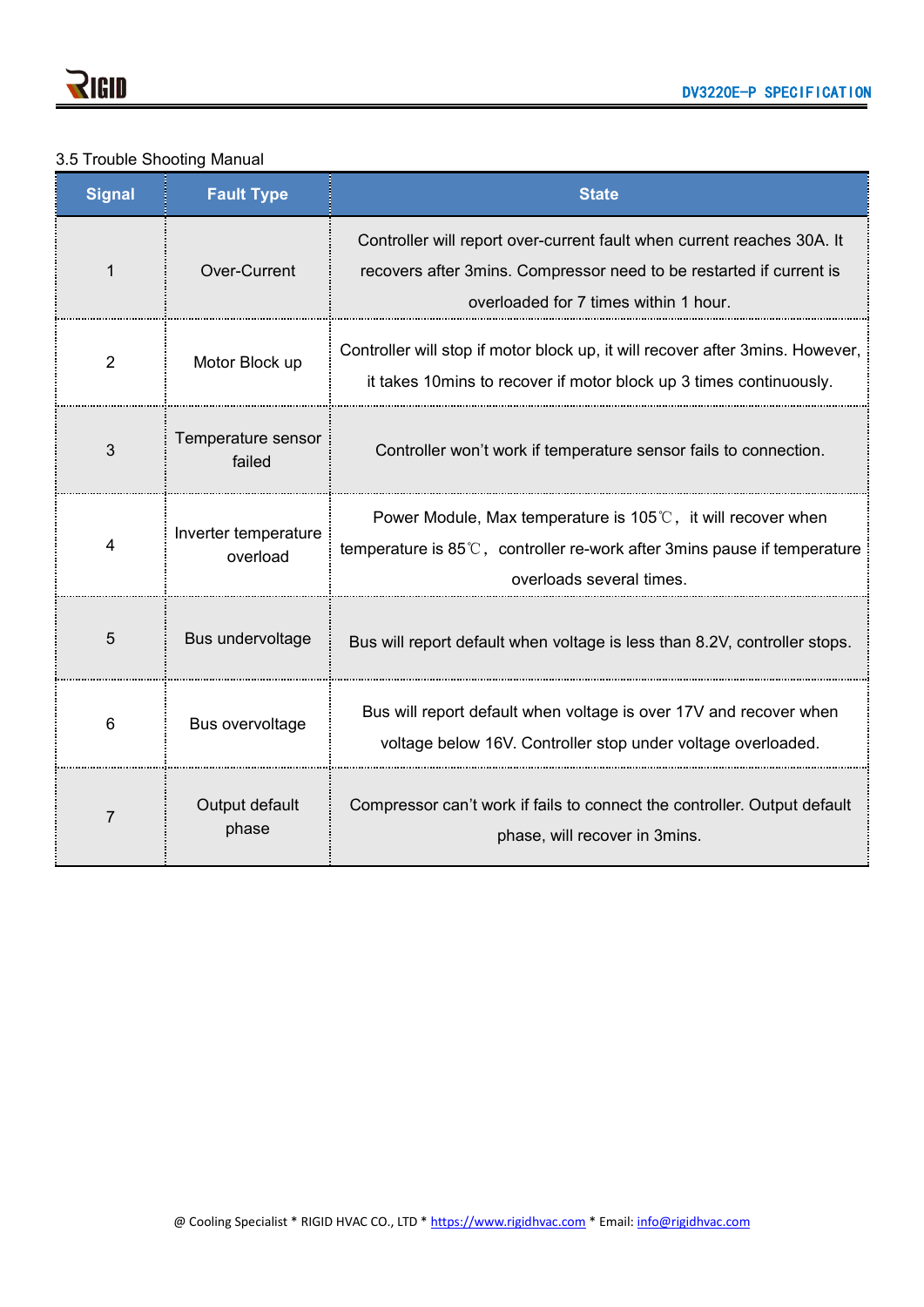3.5 Trouble Shooting Manual

| Signal | Fault Type | State |
|---|---|---|
| 1 | Over-Current | Controller will report over-current fault when current reaches 30A. It recovers after 3mins. Compressor need to be restarted if current is overloaded for 7 times within 1 hour. |
| 2 | Motor Block up | Controller will stop if motor block up, it will recover after 3mins. However, it takes 10mins to recover if motor block up 3 times continuously. |
| 3 | Temperature sensor failed | Controller won't work if temperature sensor fails to connection. |
| 4 | Inverter temperature overload | Power Module, Max temperature is 105℃, it will recover when temperature is 85℃, controller re-work after 3mins pause if temperature overloads several times. |
| 5 | Bus undervoltage | Bus will report default when voltage is less than 8.2V, controller stops. |
| 6 | Bus overvoltage | Bus will report default when voltage is over 17V and recover when voltage below 16V. Controller stop under voltage overloaded. |
| 7 | Output default phase | Compressor can't work if fails to connect the controller. Output default phase, will recover in 3mins. |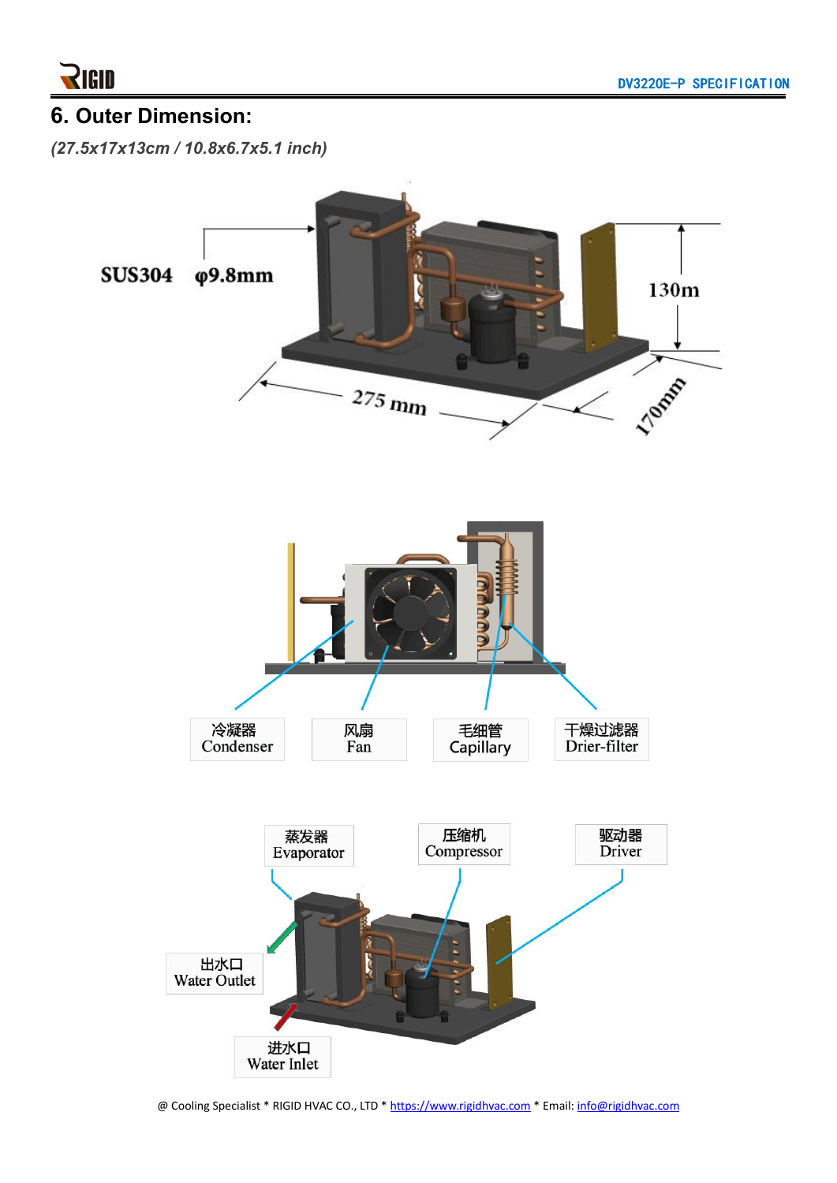## 6. Outer Dimension:

*(27.5x17x13cm / 10.8x6.7x5.1 inch)*

SUS304 φ9.8mm

130m

275 mm

170mm

冷凝器
Condenser

风扇
Fan

毛细管
Capillary

干燥过滤器
Drier-filter

蒸发器
Evaporator

压缩机
Compressor

驱动器
Driver

出水口
Water Outlet

进水口
Water Inlet

@ Cooling Specialist * RIGID HVAC CO., LTD * https://www.rigidhvac.com * Email: info@rigidhvac.com